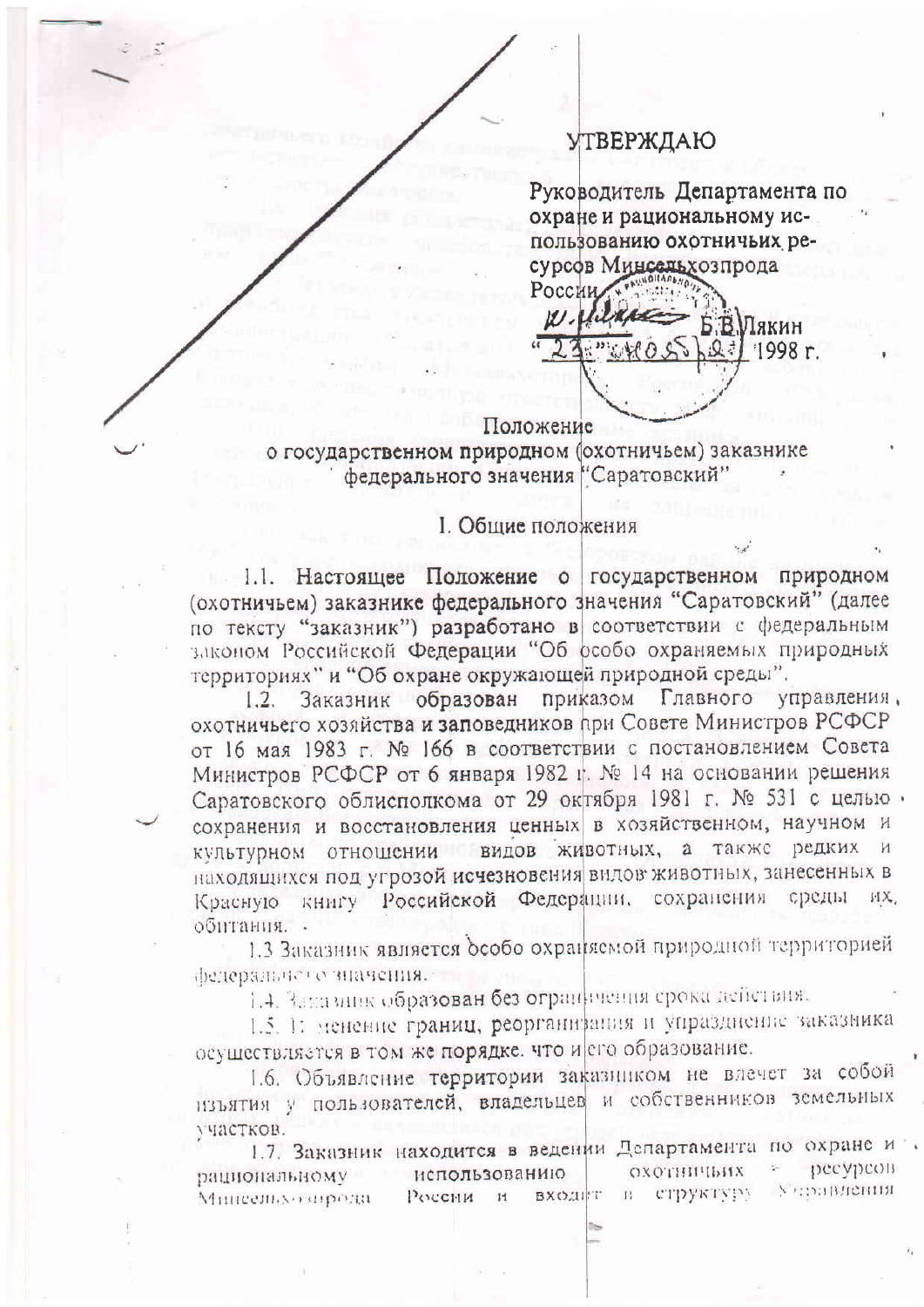УТВЕРЖДАЮ

Руководитель Департамента по охране и рациональному использованию охотничьих ресурсов Минсельхозпрода России

Б.В. Лякин

"23" мая 1998 г.

## Положение о государственном природном (охотничьем) заказнике федерального значения "Саратовский"

### I. Общие положения

1.1. Настоящее Положение о государственном природном (охотничьем) заказнике федерального значения "Саратовский" (далее по тексту "заказник") разработано в соответствии с федеральным законом Российской Федерации "Об особо охраняемых природных территориях" и "Об охране окружающей природной среды".

1.2. Заказник образован приказом Главного управления охотничьего хозяйства и заповедников при Совете Министров РСФСР от 16 мая 1983 г. № 166 в соответствии с постановлением Совета Министров РСФСР от 6 января 1982 г. № 14 на основании решения Саратовского облисполкома от 29 октября 1981 г. № 531 с целью сохранения и восстановления ценных в хозяйственном, научном и культурном отношении видов животных, а также редких и находящихся под угрозой исчезновения видов животных, занесенных в Красную книгу Российской Федерации, сохранения среды их обитания.

1.3 Заказник является особо охраняемой природной территорией федерального значения.

1.4. Заказник образован без ограничения срока действия.

1.5. Изменение границ, реорганизация и упразднение заказника осуществляется в том же порядке, что и его образование.

1.6. Объявление территории заказником не влечет за собой изъятия у пользователей, владельцев и собственников земельных участков.

1.7. Заказник находится в ведении Департамента по охране и рациональному использованию охотничьих ресурсов Минсельхозпрода России и входит в структуру Управления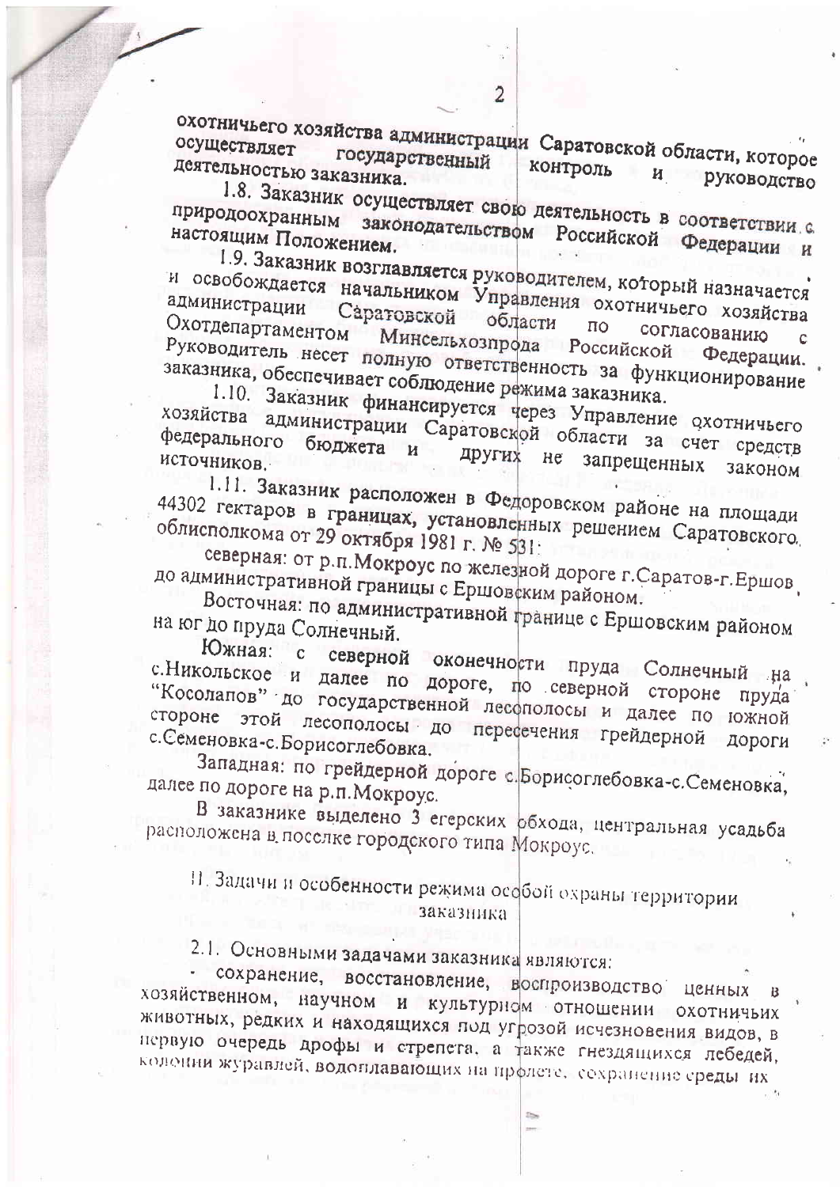охотничьего хозяйства администрации Саратовской области, которое осуществляет государственный контроль и руководство деятельностью заказника.

1.8. Заказник осуществляет свою деятельность в соответствии с природоохранным законодательством Российской Федерации и настоящим Положением.

1.9. Заказник возглавляется руководителем, который назначается и освобождается начальником Управления охотничьего хозяйства администрации Саратовской области по согласованию с Охотдепартаментом Минсельхозпрода Российской Федерации. Руководитель несет полную ответственность за функционирование заказника, обеспечивает соблюдение режима заказника.

1.10. Заказник финансируется через Управление охотничьего хозяйства администрации Саратовской области за счет средств федерального бюджета и других не запрещенных законом источников.

1.11. Заказник расположен в Федоровском районе на площади 44302 гектаров в границах, установленных решением Саратовского облисполкома от 29 октября 1981 г. № 531:

северная: от р.п.Мокроус по железной дороге г.Саратов-г.Ершов до административной границы с Ершовским районом.

Восточная: по административной границе с Ершовским районом на юг до пруда Солнечный.

Южная: с северной оконечности пруда Солнечный на с.Никольское и далее по дороге, по северной стороне пруда "Косолапов" до государственной лесополосы и далее по южной стороне этой лесополосы до пересечения грейдерной дороги с.Семеновка-с.Борисоглебовка.

Западная: по грейдерной дороге с.Борисоглебовка-с.Семеновка, далее по дороге на р.п.Мокроус.

В заказнике выделено 3 егерских обхода, центральная усадьба расположена в поселке городского типа Мокроус.

## II. Задачи и особенности режима особой охраны территории заказника

2.1. Основными задачами заказника являются:

- сохранение, восстановление, воспроизводство ценных в хозяйственном, научном и культурном отношении охотничьих животных, редких и находящихся под угрозой исчезновения видов, в первую очередь дрофы и стрепета, а также гнездящихся лебедей, колонии журавлей, водоплавающих на пролете, сохранение среды их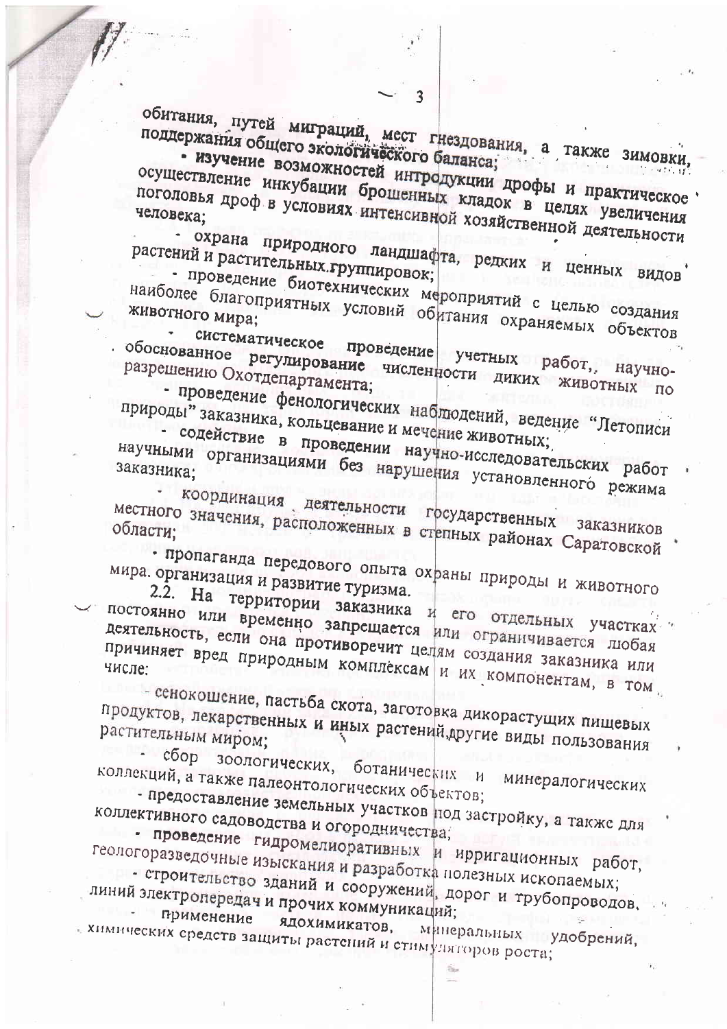обитания, путей миграций, мест гнездования, а также зимовки, поддержания общего экологического баланса;

- изучение возможностей интродукции дрофы и практическое осуществление инкубации брошенных кладок в целях увеличения поголовья дроф в условиях интенсивной хозяйственной деятельности человека;

- охрана природного ландшафта, редких и ценных видов растений и растительных группировок;

- проведение биотехнических мероприятий с целью создания наиболее благоприятных условий обитания охраняемых объектов животного мира;

- систематическое проведение учетных работ, научно-обоснованное регулирование численности диких животных по разрешению Охотдепартамента;

- проведение фенологических наблюдений, ведение "Летописи природы" заказника, кольцевание и мечение животных;

- содействие в проведении научно-исследовательских работ научными организациями без нарушения установленного режима заказника;

- координация деятельности государственных заказников местного значения, расположенных в степных районах Саратовской области;

- пропаганда передового опыта охраны природы и животного мира. организация и развитие туризма.

2.2. На территории заказника и его отдельных участках постоянно или временно запрещается или ограничивается любая деятельность, если она противоречит целям создания заказника или причиняет вред природным комплексам и их компонентам, в том числе:

- сенокошение, пастьба скота, заготовка дикорастущих пищевых продуктов, лекарственных и иных растений,другие виды пользования растительным миром;

- сбор зоологических, ботанических и минералогических коллекций, а также палеонтологических объектов;

- предоставление земельных участков под застройку, а также для коллективного садоводства и огородничества;

- проведение гидромелиоративных и ирригационных работ, геологоразведочные изыскания и разработка полезных ископаемых;

- строительство зданий и сооружений, дорог и трубопроводов, линий электропередач и прочих коммуникаций;

- применение ядохимикатов, минеральных удобрений, химических средств защиты растений и стимуляторов роста;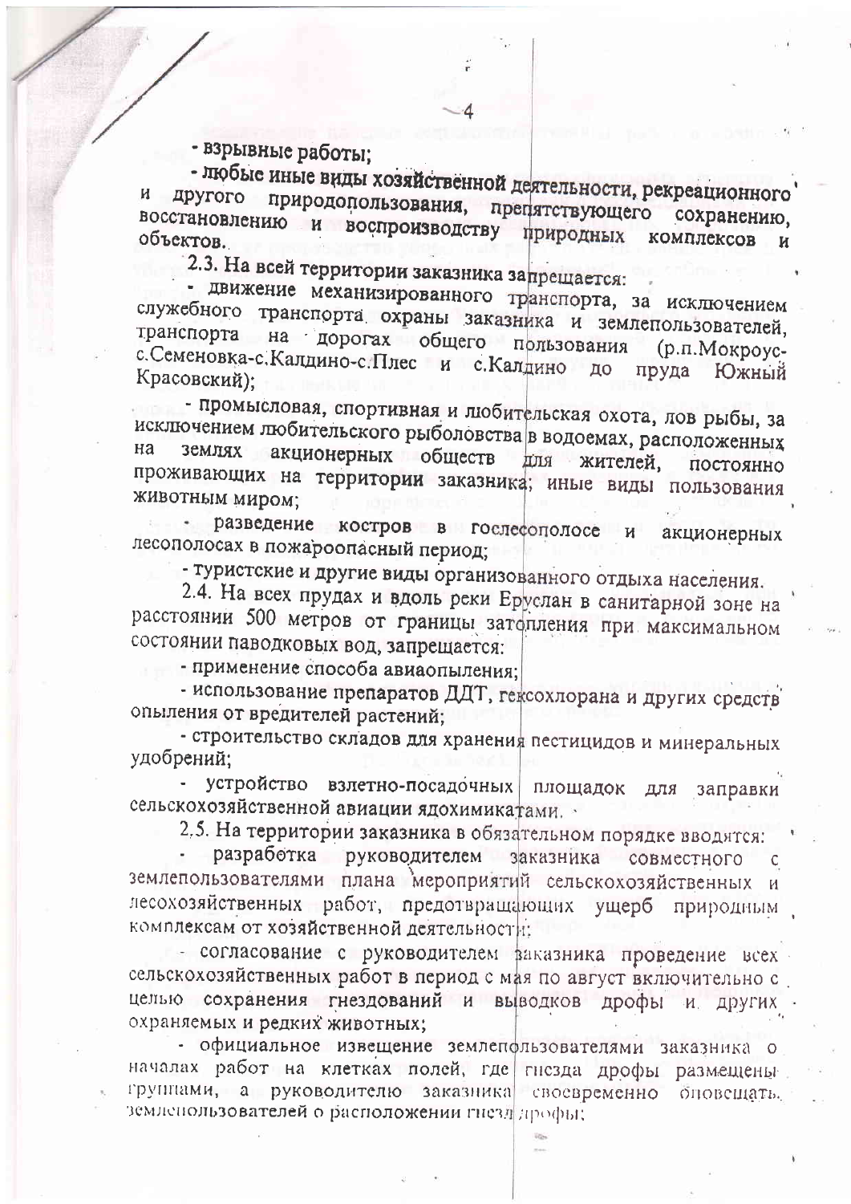- взрывные работы;

- любые иные виды хозяйственной деятельности, рекреационного и другого природопользования, препятствующего сохранению, восстановлению и воспроизводству природных комплексов и объектов.

2.3. На всей территории заказника запрещается:

- движение механизированного транспорта, за исключением служебного транспорта охраны заказника и землепользователей, транспорта на дорогах общего пользования (р.п.Мокроус-с.Семеновка-с.Калдино-с.Плес и с.Калдино до пруда Южный Красовский);

- промысловая, спортивная и любительская охота, лов рыбы, за исключением любительского рыболовства в водоемах, расположенных на землях акционерных обществ для жителей, постоянно проживающих на территории заказника; иные виды пользования животным миром;

- разведение костров в гослесополосе и акционерных лесополосах в пожароопасный период;

- туристские и другие виды организованного отдыха населения.

2.4. На всех прудах и вдоль реки Еруслан в санитарной зоне на расстоянии 500 метров от границы затопления при максимальном состоянии паводковых вод, запрещается:

- применение способа авиаопыления;

- использование препаратов ДДТ, гексохлорана и других средств опыления от вредителей растений;

- строительство складов для хранения пестицидов и минеральных удобрений;

- устройство взлетно-посадочных площадок для заправки сельскохозяйственной авиации ядохимикатами.

2.5. На территории заказника в обязательном порядке вводятся:

- разработка руководителем заказника совместного с землепользователями плана мероприятий сельскохозяйственных и лесохозяйственных работ, предотвращающих ущерб природным комплексам от хозяйственной деятельности;

- согласование с руководителем заказника проведение всех сельскохозяйственных работ в период с мая по август включительно с целью сохранения гнездований и выводков дрофы и других охраняемых и редких животных;

- официальное извещение землепользователями заказника о началах работ на клетках полей, где гнезда дрофы размещены группами, а руководителю заказника своевременно оповещать землепользователей о расположении гнезд дрофы;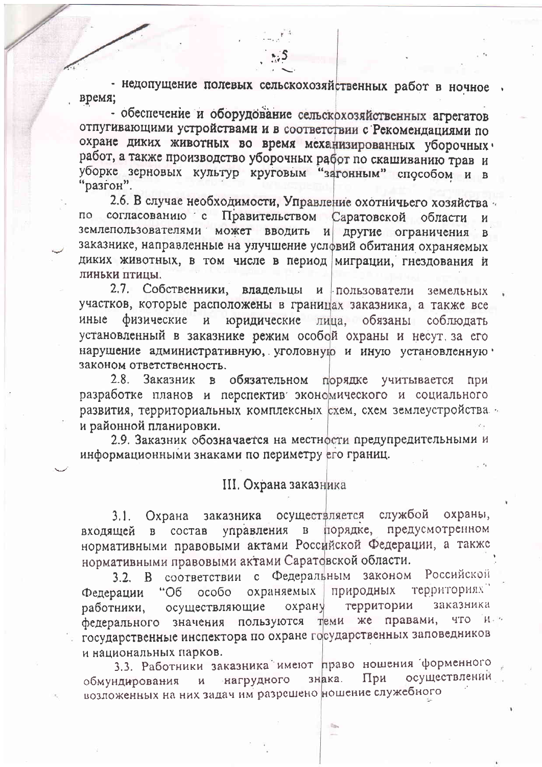- недопущение полевых сельскохозяйственных работ в ночное время;

- обеспечение и оборудование сельскохозяйственных агрегатов отпугивающими устройствами и в соответствии с Рекомендациями по охране диких животных во время механизированных уборочных работ, а также производство уборочных работ по скашиванию трав и уборке зерновых культур круговым "загонным" способом и в "разгон".

2.6. В случае необходимости, Управление охотничьего хозяйства по согласованию с Правительством Саратовской области и землепользователями может вводить и другие ограничения в заказнике, направленные на улучшение условий обитания охраняемых диких животных, в том числе в период миграции, гнездования и линьки птицы.

2.7. Собственники, владельцы и пользователи земельных участков, которые расположены в границах заказника, а также все иные физические и юридические лица, обязаны соблюдать установленный в заказнике режим особой охраны и несут за его нарушение административную, уголовную и иную установленную законом ответственность.

2.8. Заказник в обязательном порядке учитывается при разработке планов и перспектив экономического и социального развития, территориальных комплексных схем, схем землеустройства и районной планировки.

2.9. Заказник обозначается на местности предупредительными и информационными знаками по периметру его границ.

## III. Охрана заказника

3.1. Охрана заказника осуществляется службой охраны, входящей в состав управления в порядке, предусмотренном нормативными правовыми актами Российской Федерации, а также нормативными правовыми актами Саратовской области.

3.2. В соответствии с Федеральным законом Российской Федерации "Об особо охраняемых природных территориях" работники, осуществляющие охрану территории заказника федерального значения пользуются теми же правами, что и государственные инспектора по охране государственных заповедников и национальных парков.

3.3. Работники заказника имеют право ношения форменного обмундирования и нагрудного знака. При осуществлении возложенных на них задач им разрешено ношение служебного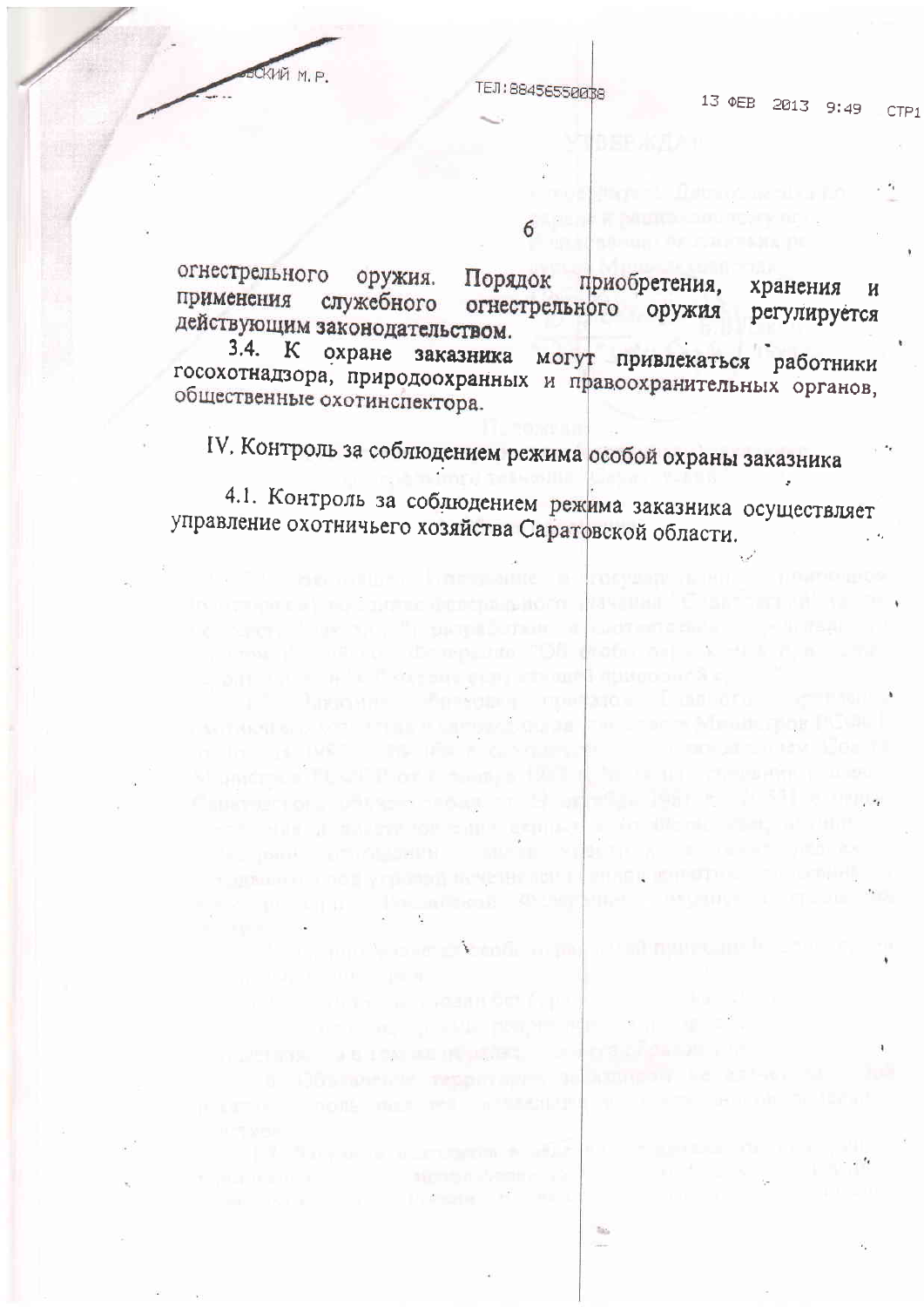огнестрельного оружия. Порядок приобретения, хранения и применения служебного огнестрельного оружия регулируется действующим законодательством.

3.4. К охране заказника могут привлекаться работники госохотнадзора, природоохранных и правоохранительных органов, общественные охотинспектора.

## IV. Контроль за соблюдением режима особой охраны заказника

4.1. Контроль за соблюдением режима заказника осуществляет управление охотничьего хозяйства Саратовской области.